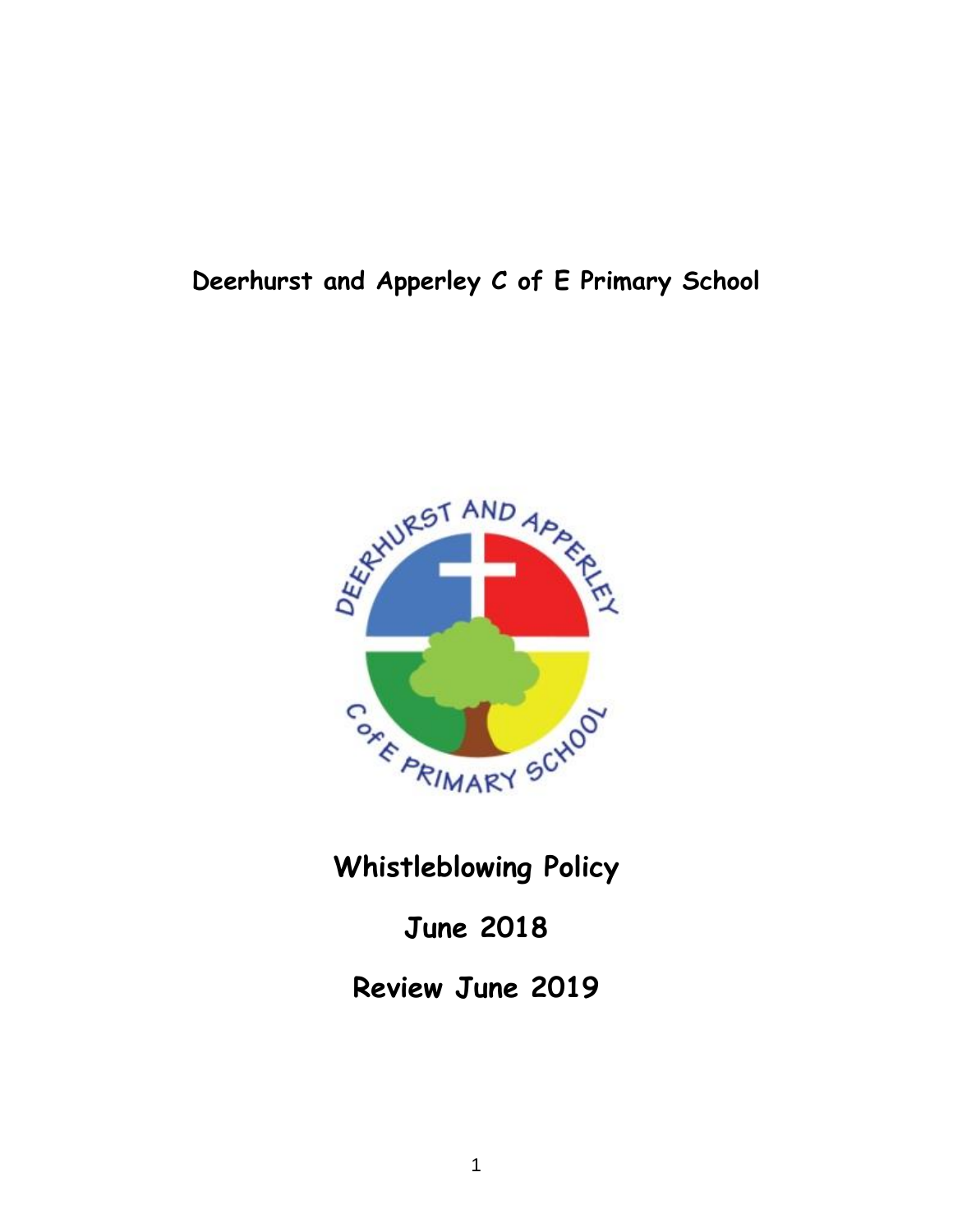# Deerhurst and Apperley C of E Primary School

# Whistleblowing Policy

## June 2018

## Review June 2019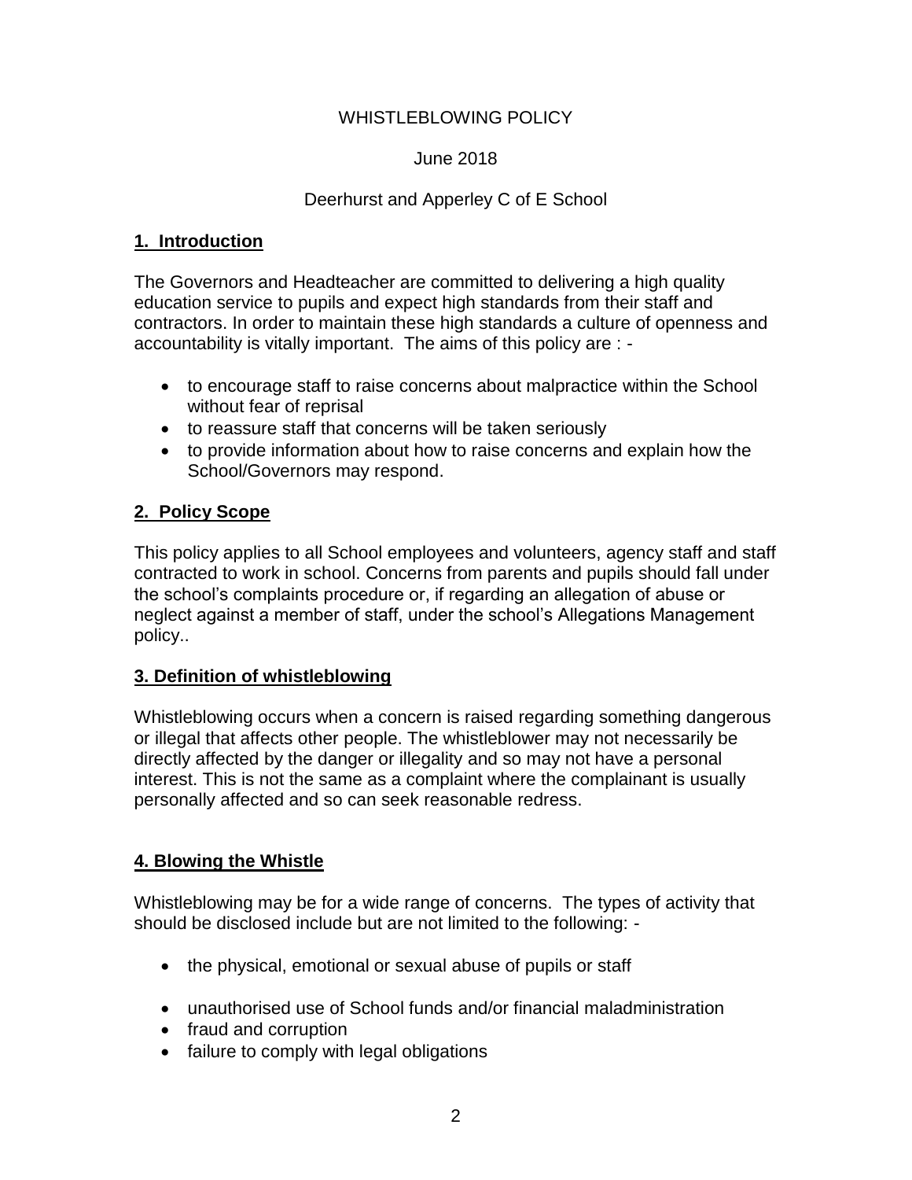WHISTLEBLOWING POLICY

June 2018

Deerhurst and Apperley C of E School

## 1. Introduction

The Governors and Headteacher are committed to delivering a high quality education service to pupils and expect high standards from their staff and contractors. In order to maintain these high standards a culture of openness and accountability is vitally important. The aims of this policy are : -

- to encourage staff to raise concerns about malpractice within the School without fear of reprisal
- to reassure staff that concerns will be taken seriously
- to provide information about how to raise concerns and explain how the School/Governors may respond.

## 2. Policy Scope

This policy applies to all School employees and volunteers, agency staff and staff contracted to work in school. Concerns from parents and pupils should fall under the school's complaints procedure or, if regarding an allegation of abuse or neglect against a member of staff, under the school's Allegations Management policy..

## 3. Definition of whistleblowing

Whistleblowing occurs when a concern is raised regarding something dangerous or illegal that affects other people. The whistleblower may not necessarily be directly affected by the danger or illegality and so may not have a personal interest. This is not the same as a complaint where the complainant is usually personally affected and so can seek reasonable redress.

## 4. Blowing the Whistle

Whistleblowing may be for a wide range of concerns. The types of activity that should be disclosed include but are not limited to the following: -

- the physical, emotional or sexual abuse of pupils or staff
- unauthorised use of School funds and/or financial maladministration
- fraud and corruption
- failure to comply with legal obligations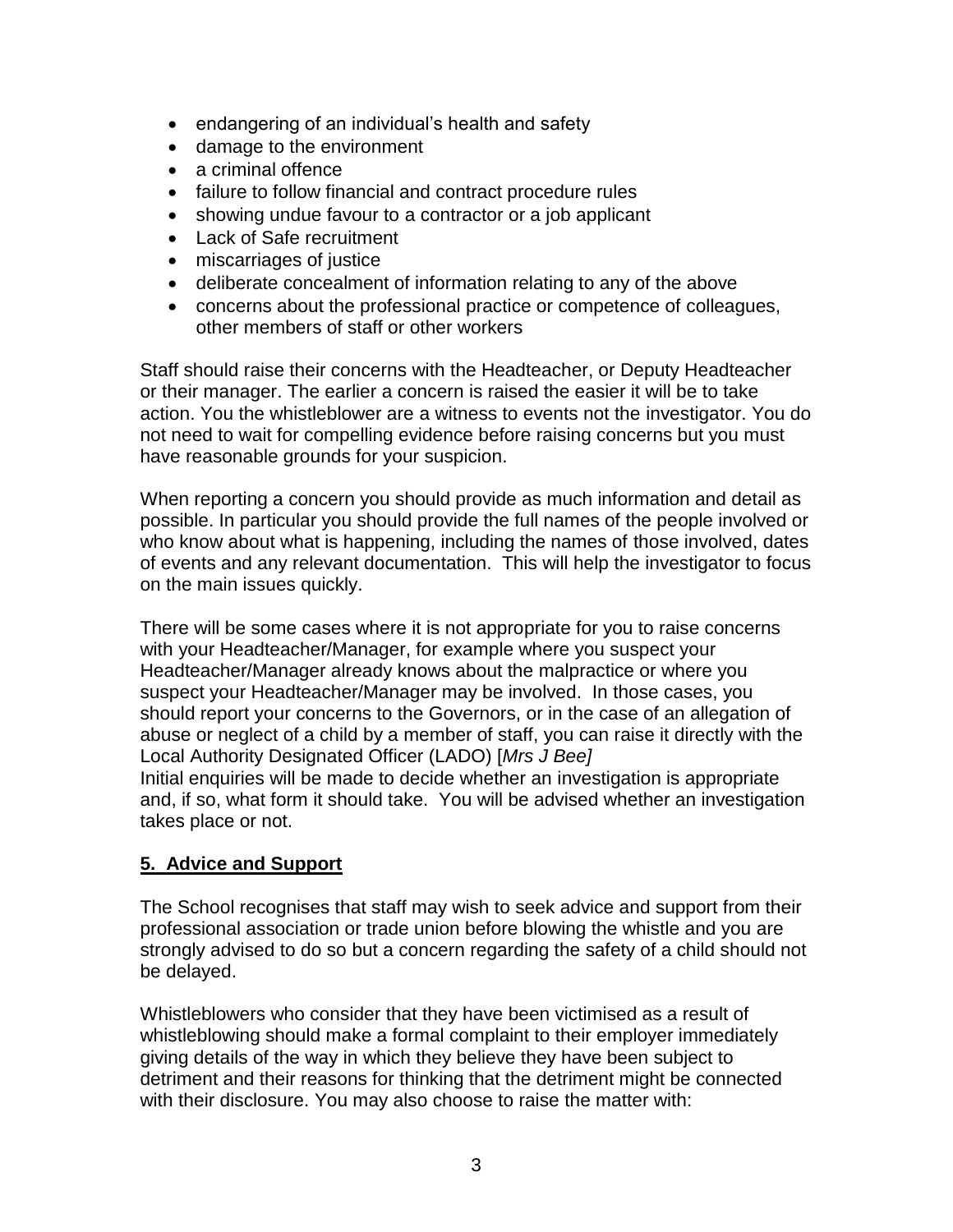- endangering of an individual's health and safety
- damage to the environment
- a criminal offence
- failure to follow financial and contract procedure rules
- showing undue favour to a contractor or a job applicant
- Lack of Safe recruitment
- miscarriages of justice
- deliberate concealment of information relating to any of the above
- concerns about the professional practice or competence of colleagues, other members of staff or other workers

Staff should raise their concerns with the Headteacher, or Deputy Headteacher or their manager. The earlier a concern is raised the easier it will be to take action. You the whistleblower are a witness to events not the investigator. You do not need to wait for compelling evidence before raising concerns but you must have reasonable grounds for your suspicion.

When reporting a concern you should provide as much information and detail as possible. In particular you should provide the full names of the people involved or who know about what is happening, including the names of those involved, dates of events and any relevant documentation. This will help the investigator to focus on the main issues quickly.

There will be some cases where it is not appropriate for you to raise concerns with your Headteacher/Manager, for example where you suspect your Headteacher/Manager already knows about the malpractice or where you suspect your Headteacher/Manager may be involved. In those cases, you should report your concerns to the Governors, or in the case of an allegation of abuse or neglect of a child by a member of staff, you can raise it directly with the Local Authority Designated Officer (LADO) [*Mrs J Bee]*
Initial enquiries will be made to decide whether an investigation is appropriate and, if so, what form it should take. You will be advised whether an investigation takes place or not.

## 5. Advice and Support

The School recognises that staff may wish to seek advice and support from their professional association or trade union before blowing the whistle and you are strongly advised to do so but a concern regarding the safety of a child should not be delayed.

Whistleblowers who consider that they have been victimised as a result of whistleblowing should make a formal complaint to their employer immediately giving details of the way in which they believe they have been subject to detriment and their reasons for thinking that the detriment might be connected with their disclosure. You may also choose to raise the matter with: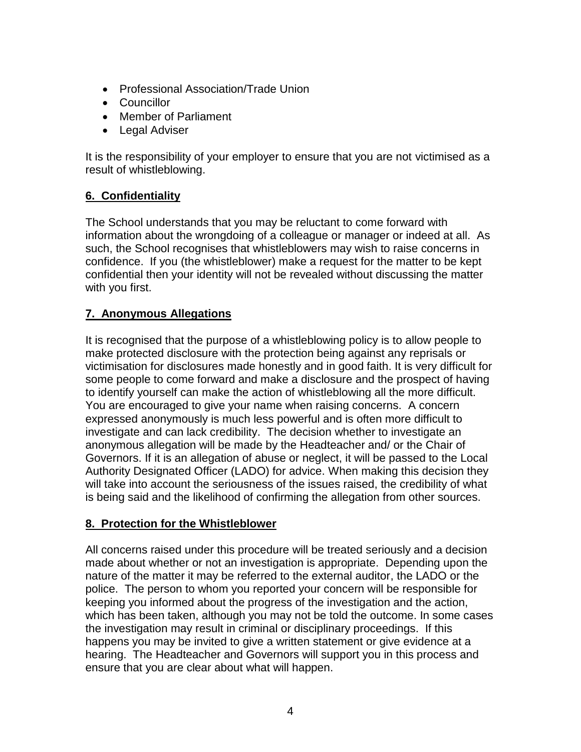- Professional Association/Trade Union
- Councillor
- Member of Parliament
- Legal Adviser

It is the responsibility of your employer to ensure that you are not victimised as a result of whistleblowing.

## 6. Confidentiality

The School understands that you may be reluctant to come forward with information about the wrongdoing of a colleague or manager or indeed at all. As such, the School recognises that whistleblowers may wish to raise concerns in confidence. If you (the whistleblower) make a request for the matter to be kept confidential then your identity will not be revealed without discussing the matter with you first.

## 7. Anonymous Allegations

It is recognised that the purpose of a whistleblowing policy is to allow people to make protected disclosure with the protection being against any reprisals or victimisation for disclosures made honestly and in good faith. It is very difficult for some people to come forward and make a disclosure and the prospect of having to identify yourself can make the action of whistleblowing all the more difficult. You are encouraged to give your name when raising concerns. A concern expressed anonymously is much less powerful and is often more difficult to investigate and can lack credibility. The decision whether to investigate an anonymous allegation will be made by the Headteacher and/ or the Chair of Governors. If it is an allegation of abuse or neglect, it will be passed to the Local Authority Designated Officer (LADO) for advice. When making this decision they will take into account the seriousness of the issues raised, the credibility of what is being said and the likelihood of confirming the allegation from other sources.

## 8. Protection for the Whistleblower

All concerns raised under this procedure will be treated seriously and a decision made about whether or not an investigation is appropriate. Depending upon the nature of the matter it may be referred to the external auditor, the LADO or the police. The person to whom you reported your concern will be responsible for keeping you informed about the progress of the investigation and the action, which has been taken, although you may not be told the outcome. In some cases the investigation may result in criminal or disciplinary proceedings. If this happens you may be invited to give a written statement or give evidence at a hearing. The Headteacher and Governors will support you in this process and ensure that you are clear about what will happen.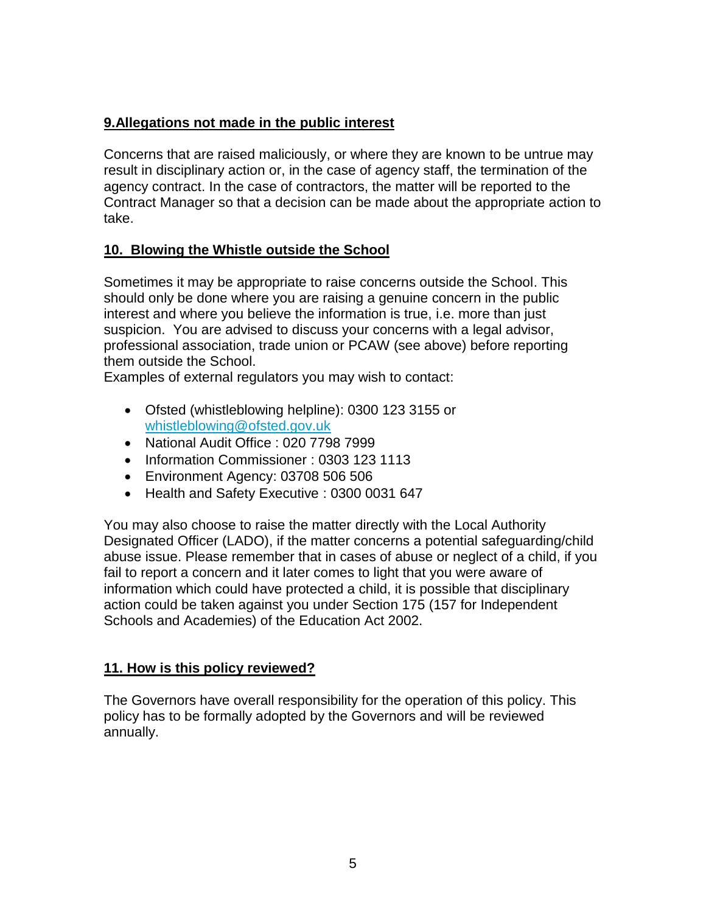## 9.Allegations not made in the public interest

Concerns that are raised maliciously, or where they are known to be untrue may result in disciplinary action or, in the case of agency staff, the termination of the agency contract. In the case of contractors, the matter will be reported to the Contract Manager so that a decision can be made about the appropriate action to take.

## 10. Blowing the Whistle outside the School

Sometimes it may be appropriate to raise concerns outside the School. This should only be done where you are raising a genuine concern in the public interest and where you believe the information is true, i.e. more than just suspicion. You are advised to discuss your concerns with a legal advisor, professional association, trade union or PCAW (see above) before reporting them outside the School.
Examples of external regulators you may wish to contact:

- Ofsted (whistleblowing helpline): 0300 123 3155 or whistleblowing@ofsted.gov.uk
- National Audit Office : 020 7798 7999
- Information Commissioner : 0303 123 1113
- Environment Agency: 03708 506 506
- Health and Safety Executive : 0300 0031 647

You may also choose to raise the matter directly with the Local Authority Designated Officer (LADO), if the matter concerns a potential safeguarding/child abuse issue. Please remember that in cases of abuse or neglect of a child, if you fail to report a concern and it later comes to light that you were aware of information which could have protected a child, it is possible that disciplinary action could be taken against you under Section 175 (157 for Independent Schools and Academies) of the Education Act 2002.

## 11. How is this policy reviewed?

The Governors have overall responsibility for the operation of this policy. This policy has to be formally adopted by the Governors and will be reviewed annually.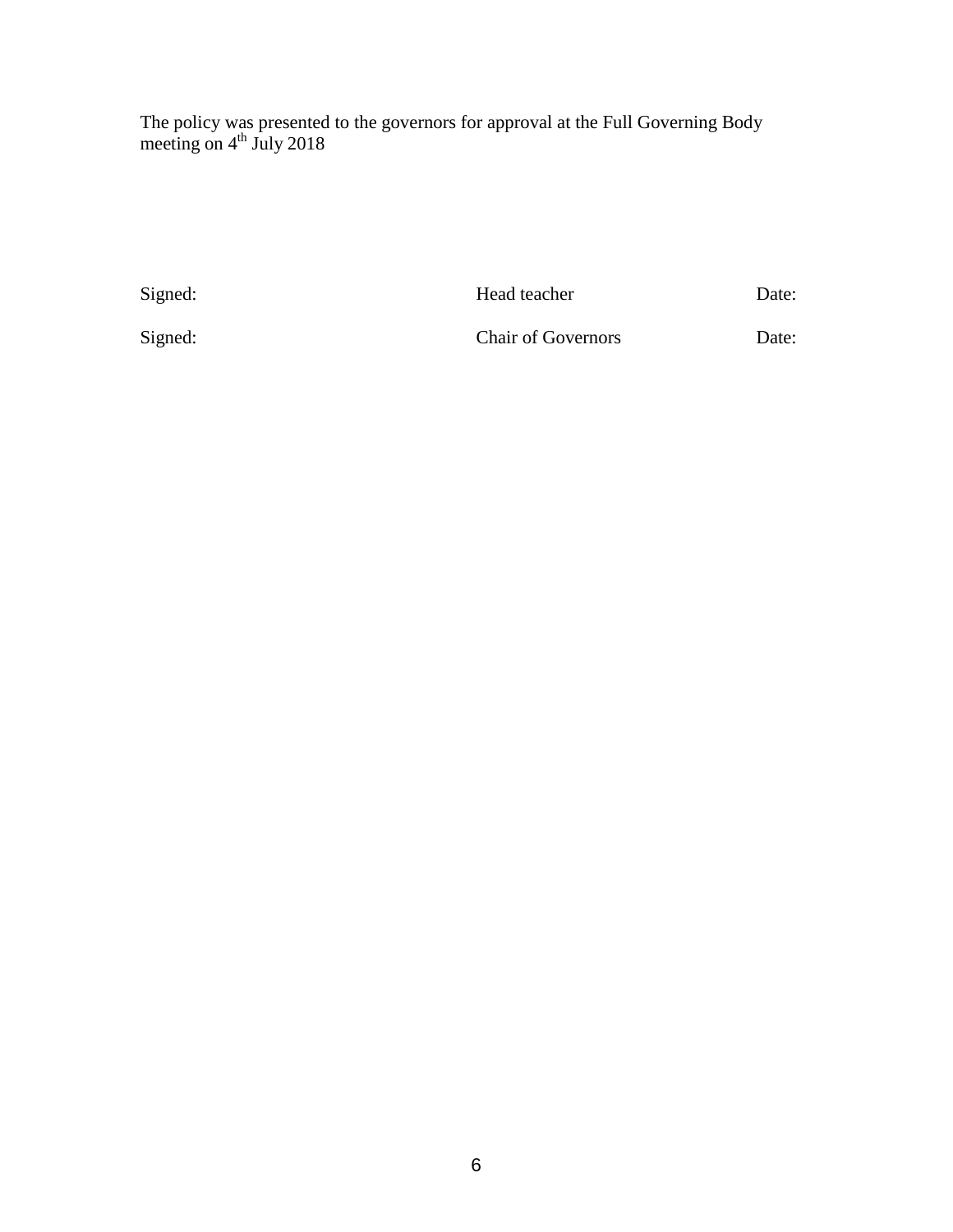The policy was presented to the governors for approval at the Full Governing Body meeting on 4th July 2018

| | | |
|---|---|---|
| Signed: | Head teacher | Date: |
| Signed: | Chair of Governors | Date: |